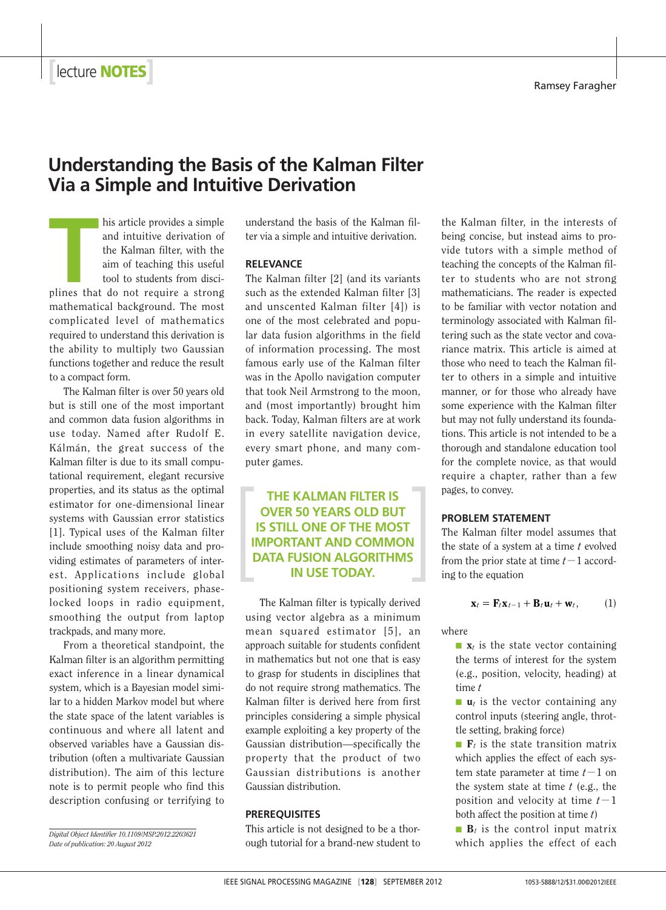lecture NOTES

Ramsey Faragher

# Understanding the Basis of the Kalman Filter Via a Simple and Intuitive Derivation

This article provides a simple and intuitive derivation of the Kalman filter, with the aim of teaching this useful tool to students from disciplines that do not require a strong mathematical background. The most complicated level of mathematics required to understand this derivation is the ability to multiply two Gaussian functions together and reduce the result to a compact form.

The Kalman filter is over 50 years old but is still one of the most important and common data fusion algorithms in use today. Named after Rudolf E. Kálmán, the great success of the Kalman filter is due to its small computational requirement, elegant recursive properties, and its status as the optimal estimator for one-dimensional linear systems with Gaussian error statistics [1]. Typical uses of the Kalman filter include smoothing noisy data and providing estimates of parameters of interest. Applications include global positioning system receivers, phase-locked loops in radio equipment, smoothing the output from laptop trackpads, and many more.

From a theoretical standpoint, the Kalman filter is an algorithm permitting exact inference in a linear dynamical system, which is a Bayesian model similar to a hidden Markov model but where the state space of the latent variables is continuous and where all latent and observed variables have a Gaussian distribution (often a multivariate Gaussian distribution). The aim of this lecture note is to permit people who find this description confusing or terrifying to understand the basis of the Kalman filter via a simple and intuitive derivation.

## RELEVANCE

The Kalman filter [2] (and its variants such as the extended Kalman filter [3] and unscented Kalman filter [4]) is one of the most celebrated and popular data fusion algorithms in the field of information processing. The most famous early use of the Kalman filter was in the Apollo navigation computer that took Neil Armstrong to the moon, and (most importantly) brought him back. Today, Kalman filters are at work in every satellite navigation device, every smart phone, and many computer games.

**THE KALMAN FILTER IS OVER 50 YEARS OLD BUT IS STILL ONE OF THE MOST IMPORTANT AND COMMON DATA FUSION ALGORITHMS IN USE TODAY.**

The Kalman filter is typically derived using vector algebra as a minimum mean squared estimator [5], an approach suitable for students confident in mathematics but not one that is easy to grasp for students in disciplines that do not require strong mathematics. The Kalman filter is derived here from first principles considering a simple physical example exploiting a key property of the Gaussian distribution—specifically the property that the product of two Gaussian distributions is another Gaussian distribution.

## PREREQUISITES

This article is not designed to be a thorough tutorial for a brand-new student to the Kalman filter, in the interests of being concise, but instead aims to provide tutors with a simple method of teaching the concepts of the Kalman filter to students who are not strong mathematicians. The reader is expected to be familiar with vector notation and terminology associated with Kalman filtering such as the state vector and covariance matrix. This article is aimed at those who need to teach the Kalman filter to others in a simple and intuitive manner, or for those who already have some experience with the Kalman filter but may not fully understand its foundations. This article is not intended to be a thorough and standalone education tool for the complete novice, as that would require a chapter, rather than a few pages, to convey.

## PROBLEM STATEMENT

The Kalman filter model assumes that the state of a system at a time $t$ evolved from the prior state at time $t-1$ according to the equation

$$\mathbf{x}_t = \mathbf{F}_t \mathbf{x}_{t-1} + \mathbf{B}_t \mathbf{u}_t + \mathbf{w}_t, \qquad (1)$$

where

- $\mathbf{x}_t$ is the state vector containing the terms of interest for the system (e.g., position, velocity, heading) at time $t$
- $\mathbf{u}_t$ is the vector containing any control inputs (steering angle, throttle setting, braking force)
- $\mathbf{F}_t$ is the state transition matrix which applies the effect of each system state parameter at time $t-1$ on the system state at time $t$ (e.g., the position and velocity at time $t-1$ both affect the position at time $t$)
- $\mathbf{B}_t$ is the control input matrix which applies the effect of each

*Digital Object Identifier 10.1109/MSP.2012.2203621*
*Date of publication: 20 August 2012*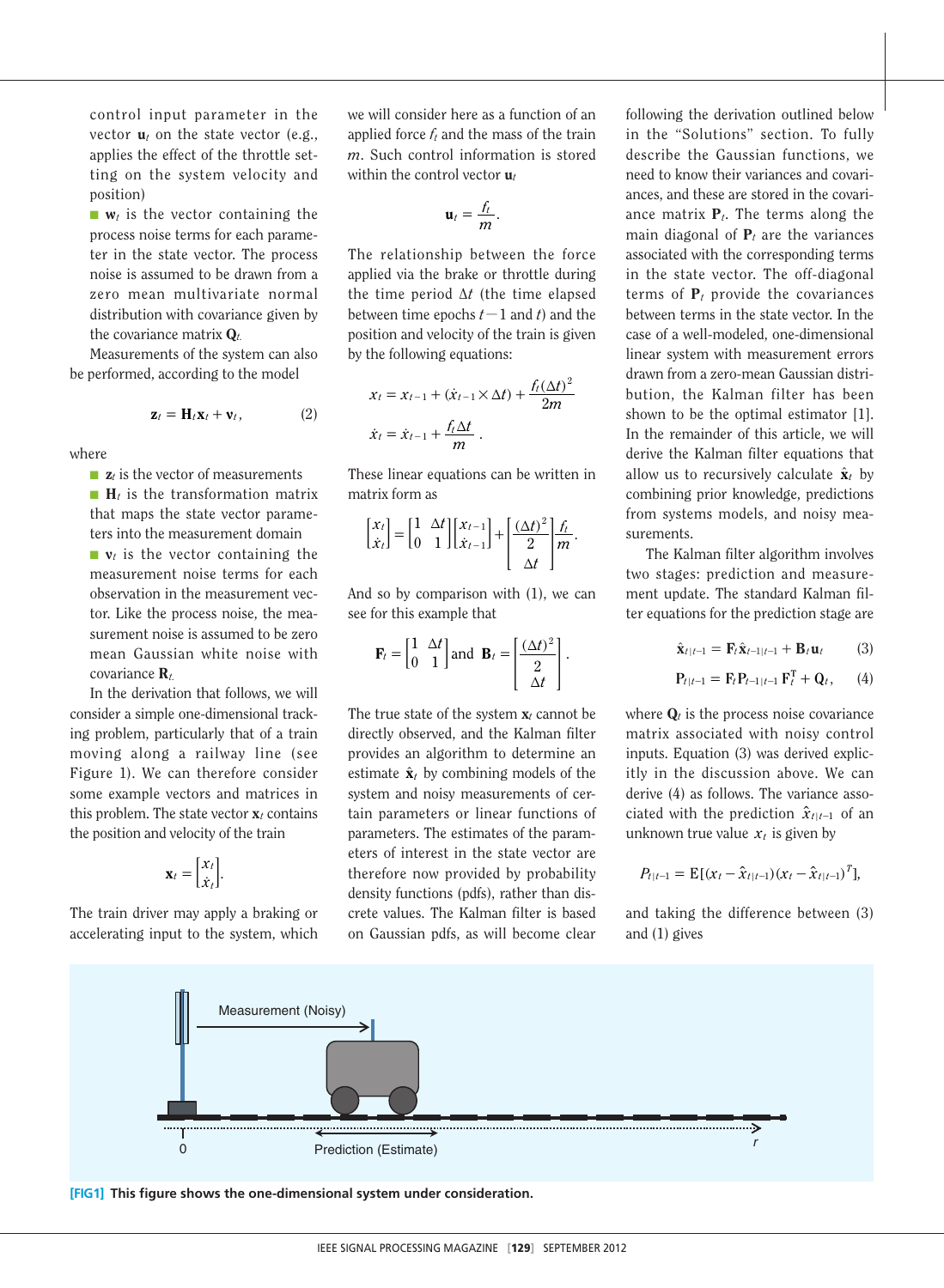control input parameter in the vector $\mathbf{u}_t$ on the state vector (e.g., applies the effect of the throttle setting on the system velocity and position)

- $\mathbf{w}_t$ is the vector containing the process noise terms for each parameter in the state vector. The process noise is assumed to be drawn from a zero mean multivariate normal distribution with covariance given by the covariance matrix $\mathbf{Q}_t$.

Measurements of the system can also be performed, according to the model

$$\mathbf{z}_t = \mathbf{H}_t \mathbf{x}_t + \mathbf{v}_t, \qquad (2)$$

where

- $\mathbf{z}_t$ is the vector of measurements
- $\mathbf{H}_t$ is the transformation matrix that maps the state vector parameters into the measurement domain
- $\mathbf{v}_t$ is the vector containing the measurement noise terms for each observation in the measurement vector. Like the process noise, the measurement noise is assumed to be zero mean Gaussian white noise with covariance $\mathbf{R}_t$.

In the derivation that follows, we will consider a simple one-dimensional tracking problem, particularly that of a train moving along a railway line (see Figure 1). We can therefore consider some example vectors and matrices in this problem. The state vector $\mathbf{x}_t$ contains the position and velocity of the train

$$\mathbf{x}_t = \begin{bmatrix} x_t \\ \dot{x}_t \end{bmatrix}.$$

The train driver may apply a braking or accelerating input to the system, which we will consider here as a function of an applied force $f_t$ and the mass of the train $m$. Such control information is stored within the control vector $\mathbf{u}_t$

$$\mathbf{u}_t = \frac{f_t}{m}.$$

The relationship between the force applied via the brake or throttle during the time period $\Delta t$ (the time elapsed between time epochs $t-1$ and $t$) and the position and velocity of the train is given by the following equations:

$$x_t = x_{t-1} + (\dot{x}_{t-1} \times \Delta t) + \frac{f_t (\Delta t)^2}{2m}$$

$$\dot{x}_t = \dot{x}_{t-1} + \frac{f_t \Delta t}{m}.$$

These linear equations can be written in matrix form as

$$\begin{bmatrix} x_t \\ \dot{x}_t \end{bmatrix} = \begin{bmatrix} 1 & \Delta t \\ 0 & 1 \end{bmatrix} \begin{bmatrix} x_{t-1} \\ \dot{x}_{t-1} \end{bmatrix} + \begin{bmatrix} \frac{(\Delta t)^2}{2} \\ \Delta t \end{bmatrix} \frac{f_t}{m}.$$

And so by comparison with (1), we can see for this example that

$$\mathbf{F}_t = \begin{bmatrix} 1 & \Delta t \\ 0 & 1 \end{bmatrix} \text{and } \mathbf{B}_t = \begin{bmatrix} \frac{(\Delta t)^2}{2} \\ \Delta t \end{bmatrix}.$$

The true state of the system $\mathbf{x}_t$ cannot be directly observed, and the Kalman filter provides an algorithm to determine an estimate $\hat{\mathbf{x}}_t$ by combining models of the system and noisy measurements of certain parameters or linear functions of parameters. The estimates of the parameters of interest in the state vector are therefore now provided by probability density functions (pdfs), rather than discrete values. The Kalman filter is based on Gaussian pdfs, as will become clear following the derivation outlined below in the "Solutions" section. To fully describe the Gaussian functions, we need to know their variances and covariances, and these are stored in the covariance matrix $\mathbf{P}_t$. The terms along the main diagonal of $\mathbf{P}_t$ are the variances associated with the corresponding terms in the state vector. The off-diagonal terms of $\mathbf{P}_t$ provide the covariances between terms in the state vector. In the case of a well-modeled, one-dimensional linear system with measurement errors drawn from a zero-mean Gaussian distribution, the Kalman filter has been shown to be the optimal estimator [1]. In the remainder of this article, we will derive the Kalman filter equations that allow us to recursively calculate $\hat{\mathbf{x}}_t$ by combining prior knowledge, predictions from systems models, and noisy measurements.

The Kalman filter algorithm involves two stages: prediction and measurement update. The standard Kalman filter equations for the prediction stage are

$$\hat{\mathbf{x}}_{t|t-1} = \mathbf{F}_t \hat{\mathbf{x}}_{t-1|t-1} + \mathbf{B}_t \mathbf{u}_t \qquad (3)$$

$$\mathbf{P}_{t|t-1} = \mathbf{F}_t \mathbf{P}_{t-1|t-1} \mathbf{F}_t^{\mathrm{T}} + \mathbf{Q}_t, \qquad (4)$$

where $\mathbf{Q}_t$ is the process noise covariance matrix associated with noisy control inputs. Equation (3) was derived explicitly in the discussion above. We can derive (4) as follows. The variance associated with the prediction $\hat{x}_{t|t-1}$ of an unknown true value $x_t$ is given by

$$P_{t|t-1} = \mathrm{E}[(x_t - \hat{x}_{t|t-1})(x_t - \hat{x}_{t|t-1})^T],$$

and taking the difference between (3) and (1) gives

**[FIG1]** **This figure shows the one-dimensional system under consideration.**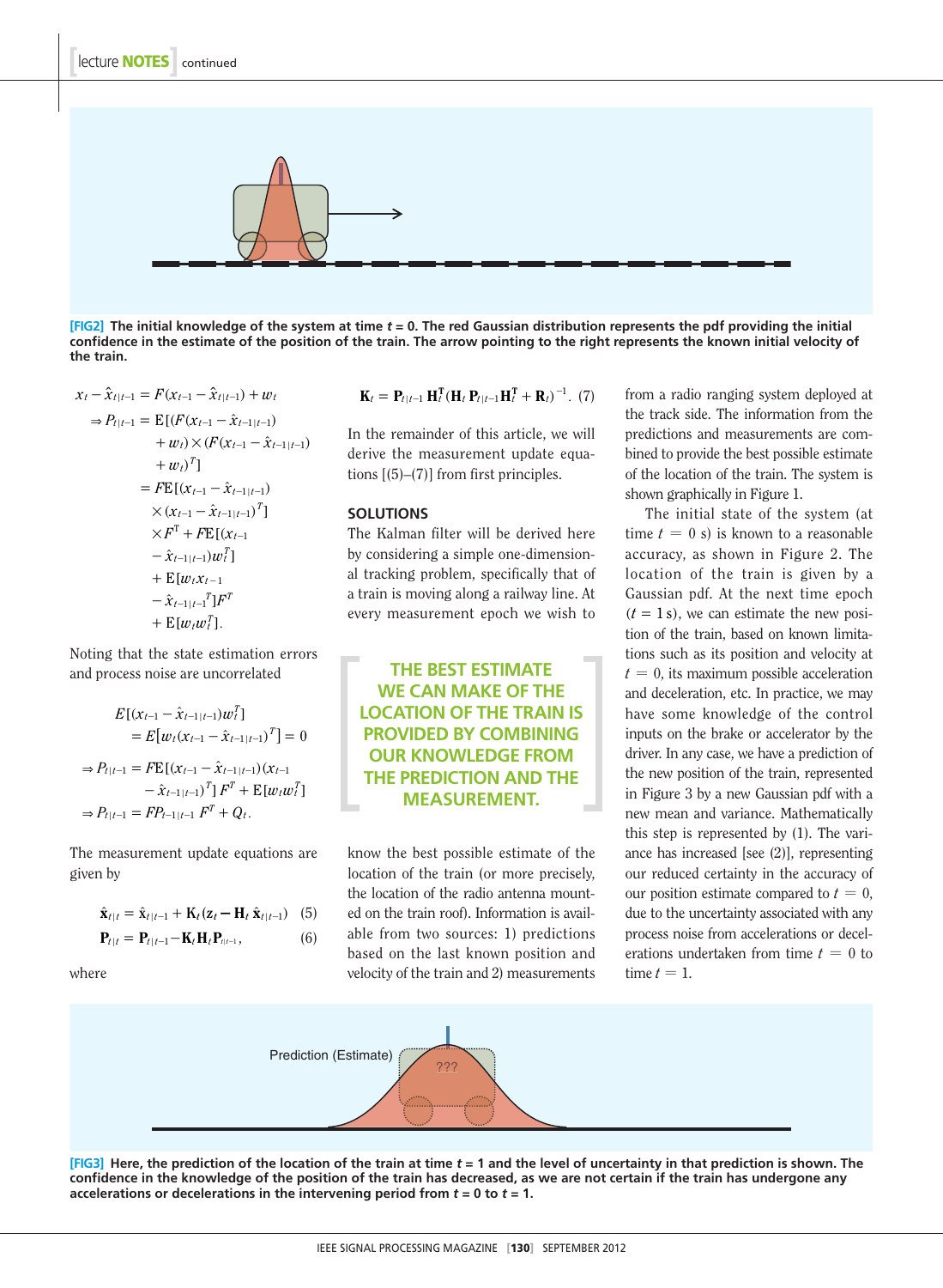[FIG2] **The initial knowledge of the system at time $t = 0$. The red Gaussian distribution represents the pdf providing the initial confidence in the estimate of the position of the train. The arrow pointing to the right represents the known initial velocity of the train.**

$$
\begin{aligned}
x_t - \hat{x}_{t|t-1} &= F(x_{t-1} - \hat{x}_{t|t-1}) + w_t \\
\Rightarrow P_{t|t-1} &= \mathrm{E}[(F(x_{t-1} - \hat{x}_{t-1|t-1}) \\
&\quad + w_t) \times (F(x_{t-1} - \hat{x}_{t-1|t-1}) \\
&\quad + w_t)^T] \\
&= F\mathrm{E}[(x_{t-1} - \hat{x}_{t-1|t-1}) \\
&\quad \times (x_{t-1} - \hat{x}_{t-1|t-1})^T] \\
&\quad \times F^T + F\mathrm{E}[(x_{t-1} \\
&\quad - \hat{x}_{t-1|t-1}) w_t^T] \\
&\quad + \mathrm{E}[w_t x_{t-1} \\
&\quad - \hat{x}_{t-1|t-1}{}^T] F^T \\
&\quad + \mathrm{E}[w_t w_t^T].
\end{aligned}
$$

Noting that the state estimation errors and process noise are uncorrelated

$$
\begin{aligned}
&E[(x_{t-1} - \hat{x}_{t-1|t-1}) w_t^T] \\
&\quad = E[w_t (x_{t-1} - \hat{x}_{t-1|t-1})^T] = 0 \\
&\Rightarrow P_{t|t-1} = F\mathrm{E}[(x_{t-1} - \hat{x}_{t-1|t-1})(x_{t-1} \\
&\qquad - \hat{x}_{t-1|t-1})^T] F^T + \mathrm{E}[w_t w_t^T] \\
&\Rightarrow P_{t|t-1} = FP_{t-1|t-1} F^T + Q_t.
\end{aligned}
$$

The measurement update equations are given by

$$
\hat{\mathbf{x}}_{t|t} = \hat{\mathbf{x}}_{t|t-1} + \mathbf{K}_t(\mathbf{z}_t - \mathbf{H}_t \hat{\mathbf{x}}_{t|t-1}) \quad (5)
$$

$$
\mathbf{P}_{t|t} = \mathbf{P}_{t|t-1} - \mathbf{K}_t \mathbf{H}_t \mathbf{P}_{t|t-1}, \quad (6)
$$

where

$$
\mathbf{K}_t = \mathbf{P}_{t|t-1} \mathbf{H}_t^{\mathrm{T}} (\mathbf{H}_t \mathbf{P}_{t|t-1} \mathbf{H}_t^{\mathrm{T}} + \mathbf{R}_t)^{-1}. \quad (7)
$$

In the remainder of this article, we will derive the measurement update equations [(5)–(7)] from first principles.

## SOLUTIONS

The Kalman filter will be derived here by considering a simple one-dimensional tracking problem, specifically that of a train is moving along a railway line. At every measurement epoch we wish to know the best possible estimate of the location of the train (or more precisely, the location of the radio antenna mounted on the train roof). Information is available from two sources: 1) predictions based on the last known position and velocity of the train and 2) measurements from a radio ranging system deployed at the track side. The information from the predictions and measurements are combined to provide the best possible estimate of the location of the train. The system is shown graphically in Figure 1.

THE BEST ESTIMATE WE CAN MAKE OF THE LOCATION OF THE TRAIN IS PROVIDED BY COMBINING OUR KNOWLEDGE FROM THE PREDICTION AND THE MEASUREMENT.

The initial state of the system (at time $t = 0$ s) is known to a reasonable accuracy, as shown in Figure 2. The location of the train is given by a Gaussian pdf. At the next time epoch ($t = 1$ s), we can estimate the new position of the train, based on known limitations such as its position and velocity at $t = 0$, its maximum possible acceleration and deceleration, etc. In practice, we may have some knowledge of the control inputs on the brake or accelerator by the driver. In any case, we have a prediction of the new position of the train, represented in Figure 3 by a new Gaussian pdf with a new mean and variance. Mathematically this step is represented by (1). The variance has increased [see (2)], representing our reduced certainty in the accuracy of our position estimate compared to $t = 0$, due to the uncertainty associated with any process noise from accelerations or decelerations undertaken from time $t = 0$ to time $t = 1$.

Prediction (Estimate)

???

[FIG3] **Here, the prediction of the location of the train at time $t = 1$ and the level of uncertainty in that prediction is shown. The confidence in the knowledge of the position of the train has decreased, as we are not certain if the train has undergone any accelerations or decelerations in the intervening period from $t = 0$ to $t = 1$.**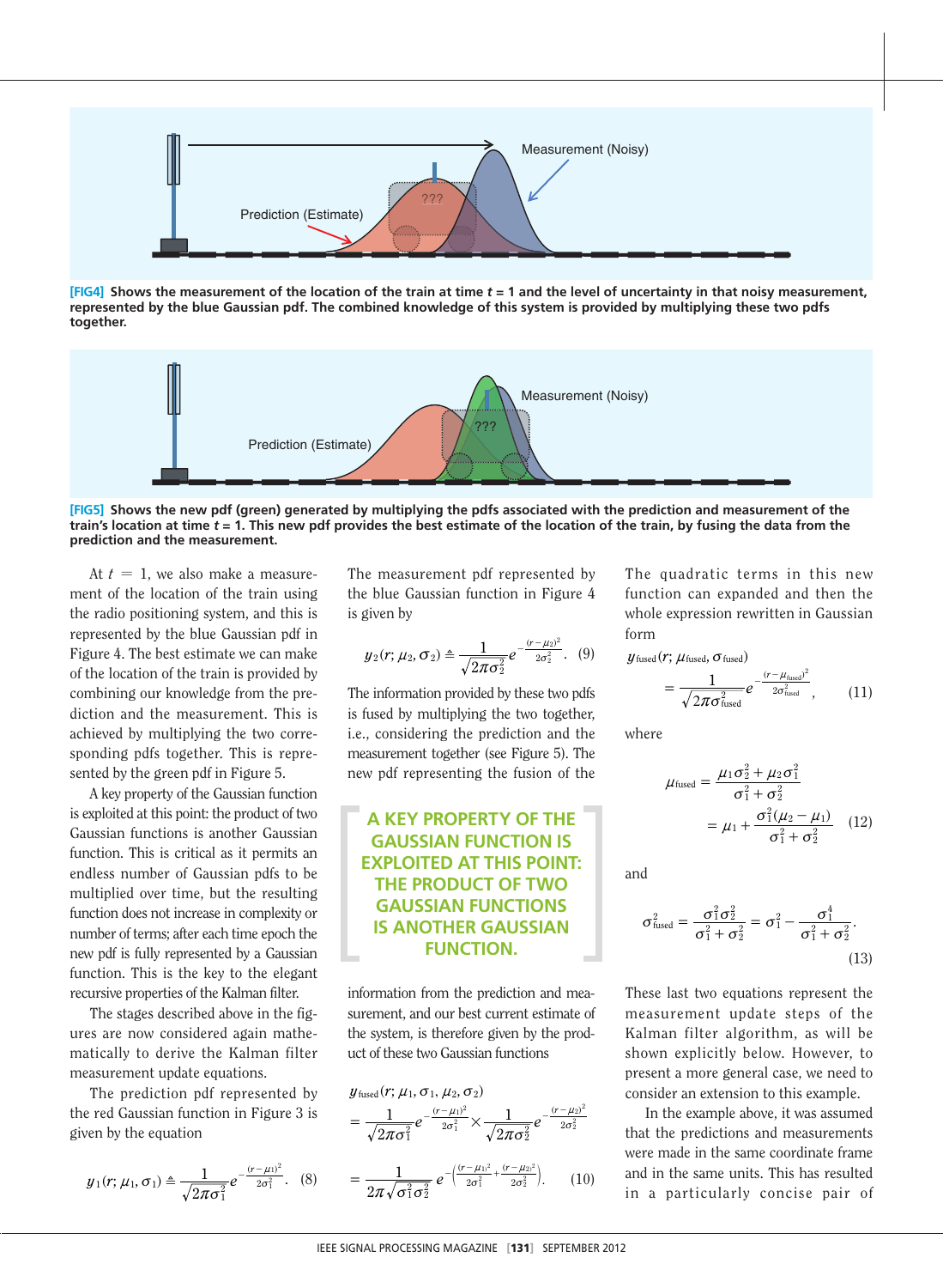**[FIG4]** **Shows the measurement of the location of the train at time $t = 1$ and the level of uncertainty in that noisy measurement, represented by the blue Gaussian pdf. The combined knowledge of this system is provided by multiplying these two pdfs together.**

**[FIG5]** **Shows the new pdf (green) generated by multiplying the pdfs associated with the prediction and measurement of the train's location at time $t = 1$. This new pdf provides the best estimate of the location of the train, by fusing the data from the prediction and the measurement.**

At $t = 1$, we also make a measurement of the location of the train using the radio positioning system, and this is represented by the blue Gaussian pdf in Figure 4. The best estimate we can make of the location of the train is provided by combining our knowledge from the prediction and the measurement. This is achieved by multiplying the two corresponding pdfs together. This is represented by the green pdf in Figure 5.

A key property of the Gaussian function is exploited at this point: the product of two Gaussian functions is another Gaussian function. This is critical as it permits an endless number of Gaussian pdfs to be multiplied over time, but the resulting function does not increase in complexity or number of terms; after each time epoch the new pdf is fully represented by a Gaussian function. This is the key to the elegant recursive properties of the Kalman filter.

The stages described above in the figures are now considered again mathematically to derive the Kalman filter measurement update equations.

The prediction pdf represented by the red Gaussian function in Figure 3 is given by the equation

$$y_1(r; \mu_1, \sigma_1) \triangleq \frac{1}{\sqrt{2\pi\sigma_1^2}} e^{-\frac{(r-\mu_1)^2}{2\sigma_1^2}}. \quad (8)$$

The measurement pdf represented by the blue Gaussian function in Figure 4 is given by

$$y_2(r; \mu_2, \sigma_2) \triangleq \frac{1}{\sqrt{2\pi\sigma_2^2}} e^{-\frac{(r-\mu_2)^2}{2\sigma_2^2}}. \quad (9)$$

The information provided by these two pdfs is fused by multiplying the two together, i.e., considering the prediction and the measurement together (see Figure 5). The new pdf representing the fusion of the information from the prediction and measurement, and our best current estimate of the system, is therefore given by the product of these two Gaussian functions

**A KEY PROPERTY OF THE GAUSSIAN FUNCTION IS EXPLOITED AT THIS POINT: THE PRODUCT OF TWO GAUSSIAN FUNCTIONS IS ANOTHER GAUSSIAN FUNCTION.**

$$\begin{aligned} y_{\text{fused}}(r; \mu_1, \sigma_1, \mu_2, \sigma_2) &= \frac{1}{\sqrt{2\pi\sigma_1^2}} e^{-\frac{(r-\mu_1)^2}{2\sigma_1^2}} \times \frac{1}{\sqrt{2\pi\sigma_2^2}} e^{-\frac{(r-\mu_2)^2}{2\sigma_2^2}} \\ &= \frac{1}{2\pi\sqrt{\sigma_1^2\sigma_2^2}} e^{-\left(\frac{(r-\mu_1)^2}{2\sigma_1^2} + \frac{(r-\mu_2)^2}{2\sigma_2^2}\right)}. \quad (10) \end{aligned}$$

The quadratic terms in this new function can expanded and then the whole expression rewritten in Gaussian form

$$y_{\text{fused}}(r; \mu_{\text{fused}}, \sigma_{\text{fused}}) = \frac{1}{\sqrt{2\pi\sigma_{\text{fused}}^2}} e^{-\frac{(r-\mu_{\text{fused}})^2}{2\sigma_{\text{fused}}^2}}, \quad (11)$$

where

$$\mu_{\text{fused}} = \frac{\mu_1\sigma_2^2 + \mu_2\sigma_1^2}{\sigma_1^2 + \sigma_2^2} = \mu_1 + \frac{\sigma_1^2(\mu_2 - \mu_1)}{\sigma_1^2 + \sigma_2^2} \quad (12)$$

and

$$\sigma_{\text{fused}}^2 = \frac{\sigma_1^2\sigma_2^2}{\sigma_1^2 + \sigma_2^2} = \sigma_1^2 - \frac{\sigma_1^4}{\sigma_1^2 + \sigma_2^2}. \quad (13)$$

These last two equations represent the measurement update steps of the Kalman filter algorithm, as will be shown explicitly below. However, to present a more general case, we need to consider an extension to this example.

In the example above, it was assumed that the predictions and measurements were made in the same coordinate frame and in the same units. This has resulted in a particularly concise pair of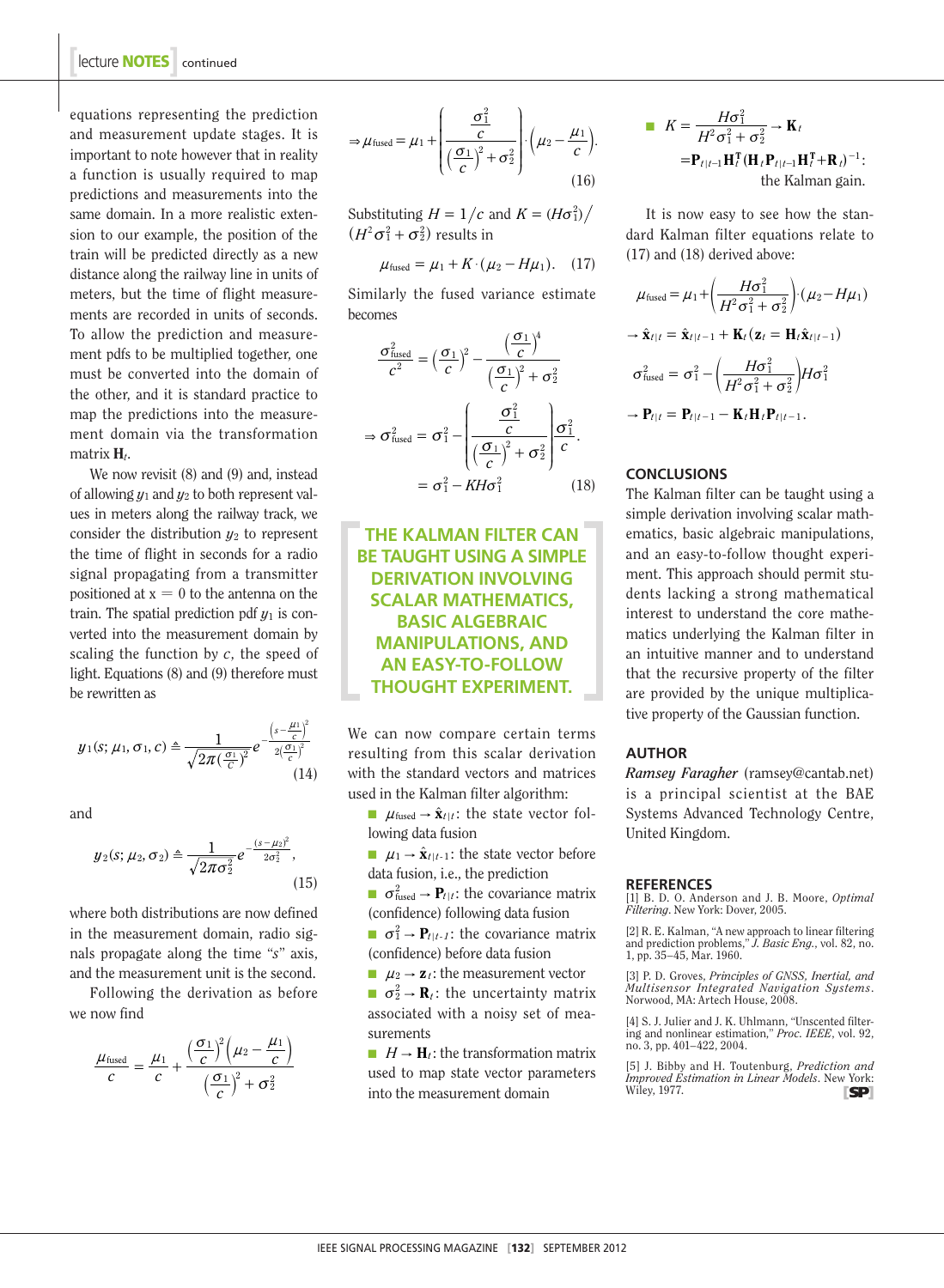equations representing the prediction and measurement update stages. It is important to note however that in reality a function is usually required to map predictions and measurements into the same domain. In a more realistic extension to our example, the position of the train will be predicted directly as a new distance along the railway line in units of meters, but the time of flight measurements are recorded in units of seconds. To allow the prediction and measurement pdfs to be multiplied together, one must be converted into the domain of the other, and it is standard practice to map the predictions into the measurement domain via the transformation matrix $\mathbf{H}_t$.

We now revisit (8) and (9) and, instead of allowing $y_1$ and $y_2$ to both represent values in meters along the railway track, we consider the distribution $y_2$ to represent the time of flight in seconds for a radio signal propagating from a transmitter positioned at $x = 0$ to the antenna on the train. The spatial prediction pdf $y_1$ is converted into the measurement domain by scaling the function by $c$, the speed of light. Equations (8) and (9) therefore must be rewritten as

$$y_1(s; \mu_1, \sigma_1, c) \triangleq \frac{1}{\sqrt{2\pi\left(\frac{\sigma_1}{c}\right)^2}} e^{-\frac{\left(s-\frac{\mu_1}{c}\right)^2}{2\left(\frac{\sigma_1}{c}\right)^2}} \tag{14}$$

and

$$y_2(s; \mu_2, \sigma_2) \triangleq \frac{1}{\sqrt{2\pi\sigma_2^2}} e^{-\frac{(s-\mu_2)^2}{2\sigma_2^2}}, \tag{15}$$

where both distributions are now defined in the measurement domain, radio signals propagate along the time "$s$" axis, and the measurement unit is the second.

Following the derivation as before we now find

$$\frac{\mu_{\text{fused}}}{c} = \frac{\mu_1}{c} + \frac{\left(\frac{\sigma_1}{c}\right)^2\left(\mu_2 - \frac{\mu_1}{c}\right)}{\left(\frac{\sigma_1}{c}\right)^2 + \sigma_2^2}$$

$$\Rightarrow \mu_{\text{fused}} = \mu_1 + \left(\frac{\frac{\sigma_1^2}{c}}{\left(\frac{\sigma_1}{c}\right)^2 + \sigma_2^2}\right)\cdot\left(\mu_2 - \frac{\mu_1}{c}\right). \tag{16}$$

Substituting $H = 1/c$ and $K = (H\sigma_1^2)/(H^2\sigma_1^2 + \sigma_2^2)$ results in

$$\mu_{\text{fused}} = \mu_1 + K\cdot(\mu_2 - H\mu_1). \tag{17}$$

Similarly the fused variance estimate becomes

$$\frac{\sigma_{\text{fused}}^2}{c^2} = \left(\frac{\sigma_1}{c}\right)^2 - \frac{\left(\frac{\sigma_1}{c}\right)^4}{\left(\frac{\sigma_1}{c}\right)^2 + \sigma_2^2}$$

$$\Rightarrow \sigma_{\text{fused}}^2 = \sigma_1^2 - \left(\frac{\frac{\sigma_1^2}{c}}{\left(\frac{\sigma_1}{c}\right)^2 + \sigma_2^2}\right)\frac{\sigma_1^2}{c}.$$

$$= \sigma_1^2 - KH\sigma_1^2 \tag{18}$$

**THE KALMAN FILTER CAN BE TAUGHT USING A SIMPLE DERIVATION INVOLVING SCALAR MATHEMATICS, BASIC ALGEBRAIC MANIPULATIONS, AND AN EASY-TO-FOLLOW THOUGHT EXPERIMENT.**

We can now compare certain terms resulting from this scalar derivation with the standard vectors and matrices used in the Kalman filter algorithm:

- $\mu_{\text{fused}} \to \hat{\mathbf{x}}_{t|t}$: the state vector following data fusion
- $\mu_1 \to \hat{\mathbf{x}}_{t|t-1}$: the state vector before data fusion, i.e., the prediction
- $\sigma_{\text{fused}}^2 \to \mathbf{P}_{t|t}$: the covariance matrix (confidence) following data fusion
- $\sigma_1^2 \to \mathbf{P}_{t|t-1}$: the covariance matrix (confidence) before data fusion
- $\mu_2 \to \mathbf{z}_t$: the measurement vector
- $\sigma_2^2 \to \mathbf{R}_t$: the uncertainty matrix associated with a noisy set of measurements
- $H \to \mathbf{H}_t$: the transformation matrix used to map state vector parameters into the measurement domain
- $K = \dfrac{H\sigma_1^2}{H^2\sigma_1^2 + \sigma_2^2} \to \mathbf{K}_t$ $= \mathbf{P}_{t|t-1}\mathbf{H}_t^{\mathrm{T}}(\mathbf{H}_t\mathbf{P}_{t|t-1}\mathbf{H}_t^{\mathrm{T}} + \mathbf{R}_t)^{-1}$: the Kalman gain.

It is now easy to see how the standard Kalman filter equations relate to (17) and (18) derived above:

$$\mu_{\text{fused}} = \mu_1 + \left(\frac{H\sigma_1^2}{H^2\sigma_1^2 + \sigma_2^2}\right)\cdot(\mu_2 - H\mu_1)$$

$$\to \hat{\mathbf{x}}_{t|t} = \hat{\mathbf{x}}_{t|t-1} + \mathbf{K}_t(\mathbf{z}_t = \mathbf{H}_t\hat{\mathbf{x}}_{t|t-1})$$

$$\sigma_{\text{fused}}^2 = \sigma_1^2 - \left(\frac{H\sigma_1^2}{H^2\sigma_1^2 + \sigma_2^2}\right)H\sigma_1^2$$

$$\to \mathbf{P}_{t|t} = \mathbf{P}_{t|t-1} - \mathbf{K}_t\mathbf{H}_t\mathbf{P}_{t|t-1}.$$

## CONCLUSIONS

The Kalman filter can be taught using a simple derivation involving scalar mathematics, basic algebraic manipulations, and an easy-to-follow thought experiment. This approach should permit students lacking a strong mathematical interest to understand the core mathematics underlying the Kalman filter in an intuitive manner and to understand that the recursive property of the filter are provided by the unique multiplicative property of the Gaussian function.

## AUTHOR

*Ramsey Faragher* (ramsey@cantab.net) is a principal scientist at the BAE Systems Advanced Technology Centre, United Kingdom.

## REFERENCES

[1] B. D. O. Anderson and J. B. Moore, *Optimal Filtering*. New York: Dover, 2005.

[2] R. E. Kalman, "A new approach to linear filtering and prediction problems," *J. Basic Eng.*, vol. 82, no. 1, pp. 35–45, Mar. 1960.

[3] P. D. Groves, *Principles of GNSS, Inertial, and Multisensor Integrated Navigation Systems*. Norwood, MA: Artech House, 2008.

[4] S. J. Julier and J. K. Uhlmann, "Unscented filtering and nonlinear estimation," *Proc. IEEE*, vol. 92, no. 3, pp. 401–422, 2004.

[5] J. Bibby and H. Toutenburg, *Prediction and Improved Estimation in Linear Models*. New York: Wiley, 1977.